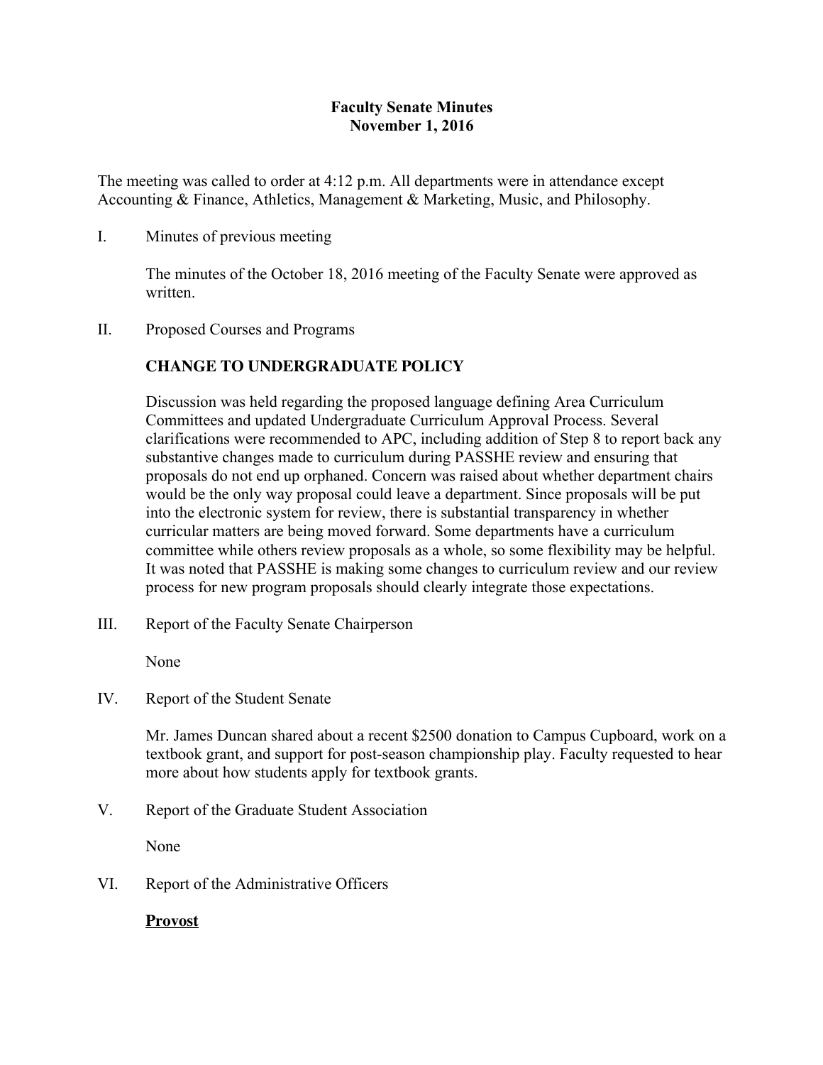# Faculty Senate Minutes
## November 1, 2016

The meeting was called to order at 4:12 p.m. All departments were in attendance except Accounting & Finance, Athletics, Management & Marketing, Music, and Philosophy.

I. Minutes of previous meeting

The minutes of the October 18, 2016 meeting of the Faculty Senate were approved as written.

II. Proposed Courses and Programs

**CHANGE TO UNDERGRADUATE POLICY**

Discussion was held regarding the proposed language defining Area Curriculum Committees and updated Undergraduate Curriculum Approval Process. Several clarifications were recommended to APC, including addition of Step 8 to report back any substantive changes made to curriculum during PASSHE review and ensuring that proposals do not end up orphaned. Concern was raised about whether department chairs would be the only way proposal could leave a department. Since proposals will be put into the electronic system for review, there is substantial transparency in whether curricular matters are being moved forward. Some departments have a curriculum committee while others review proposals as a whole, so some flexibility may be helpful. It was noted that PASSHE is making some changes to curriculum review and our review process for new program proposals should clearly integrate those expectations.

III. Report of the Faculty Senate Chairperson

None

IV. Report of the Student Senate

Mr. James Duncan shared about a recent $2500 donation to Campus Cupboard, work on a textbook grant, and support for post-season championship play. Faculty requested to hear more about how students apply for textbook grants.

V. Report of the Graduate Student Association

None

VI. Report of the Administrative Officers

**Provost**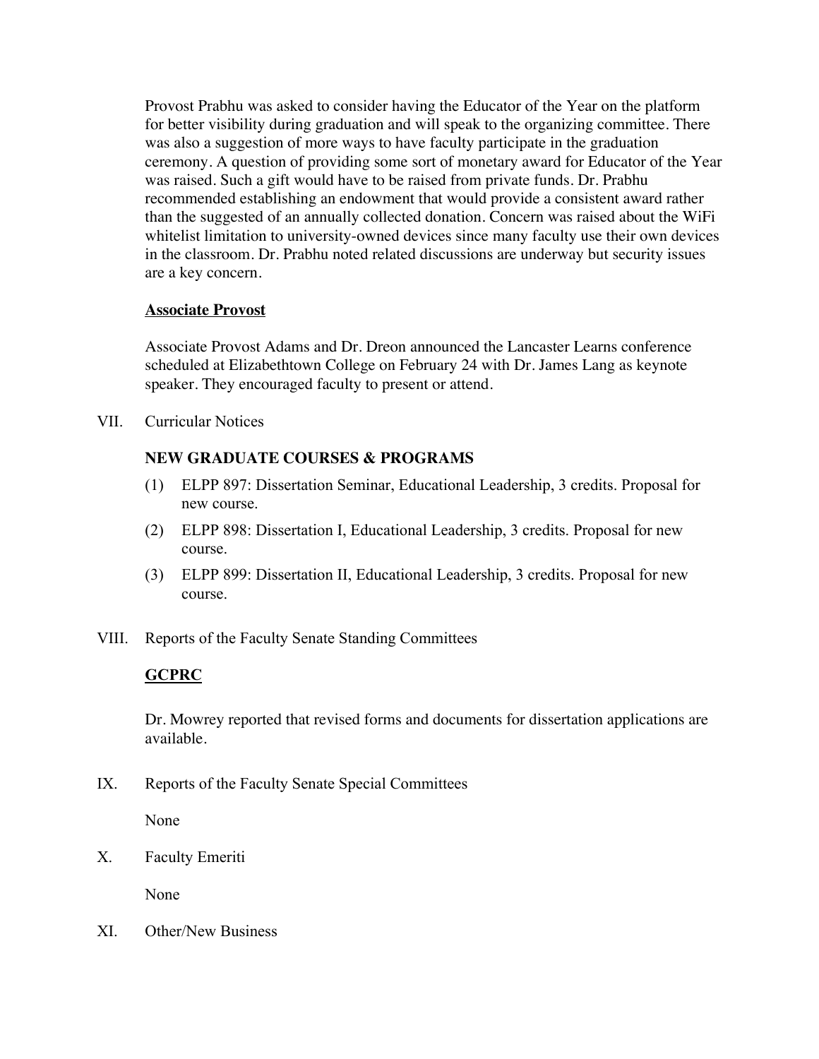Provost Prabhu was asked to consider having the Educator of the Year on the platform for better visibility during graduation and will speak to the organizing committee. There was also a suggestion of more ways to have faculty participate in the graduation ceremony. A question of providing some sort of monetary award for Educator of the Year was raised. Such a gift would have to be raised from private funds. Dr. Prabhu recommended establishing an endowment that would provide a consistent award rather than the suggested of an annually collected donation. Concern was raised about the WiFi whitelist limitation to university-owned devices since many faculty use their own devices in the classroom. Dr. Prabhu noted related discussions are underway but security issues are a key concern.

**<u>Associate Provost</u>**

Associate Provost Adams and Dr. Dreon announced the Lancaster Learns conference scheduled at Elizabethtown College on February 24 with Dr. James Lang as keynote speaker. They encouraged faculty to present or attend.

VII. Curricular Notices

**NEW GRADUATE COURSES & PROGRAMS**

(1) ELPP 897: Dissertation Seminar, Educational Leadership, 3 credits. Proposal for new course.

(2) ELPP 898: Dissertation I, Educational Leadership, 3 credits. Proposal for new course.

(3) ELPP 899: Dissertation II, Educational Leadership, 3 credits. Proposal for new course.

VIII. Reports of the Faculty Senate Standing Committees

**<u>GCPRC</u>**

Dr. Mowrey reported that revised forms and documents for dissertation applications are available.

IX. Reports of the Faculty Senate Special Committees

None

X. Faculty Emeriti

None

XI. Other/New Business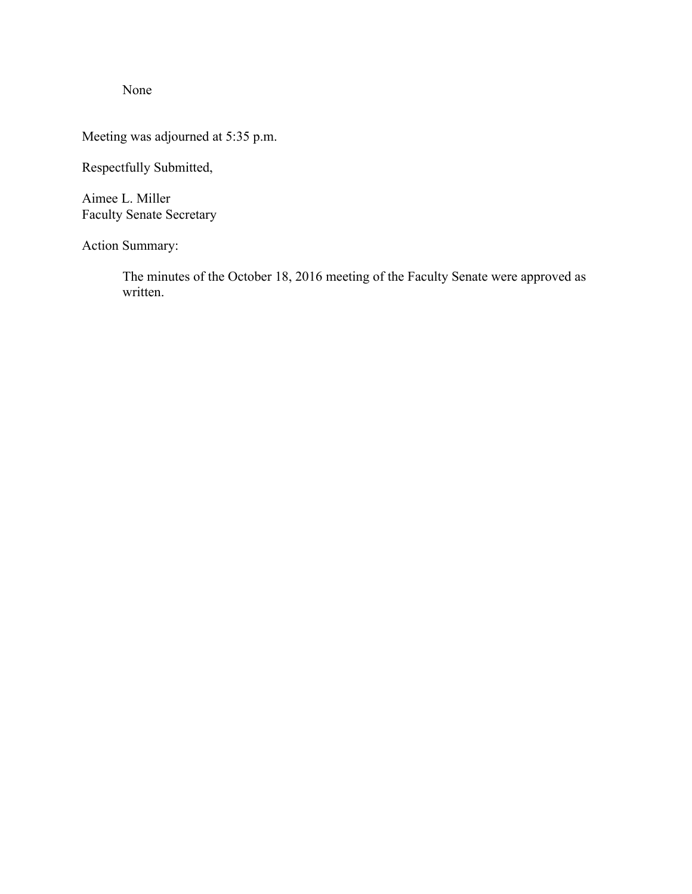None

Meeting was adjourned at 5:35 p.m.

Respectfully Submitted,

Aimee L. Miller
Faculty Senate Secretary

Action Summary:

The minutes of the October 18, 2016 meeting of the Faculty Senate were approved as written.